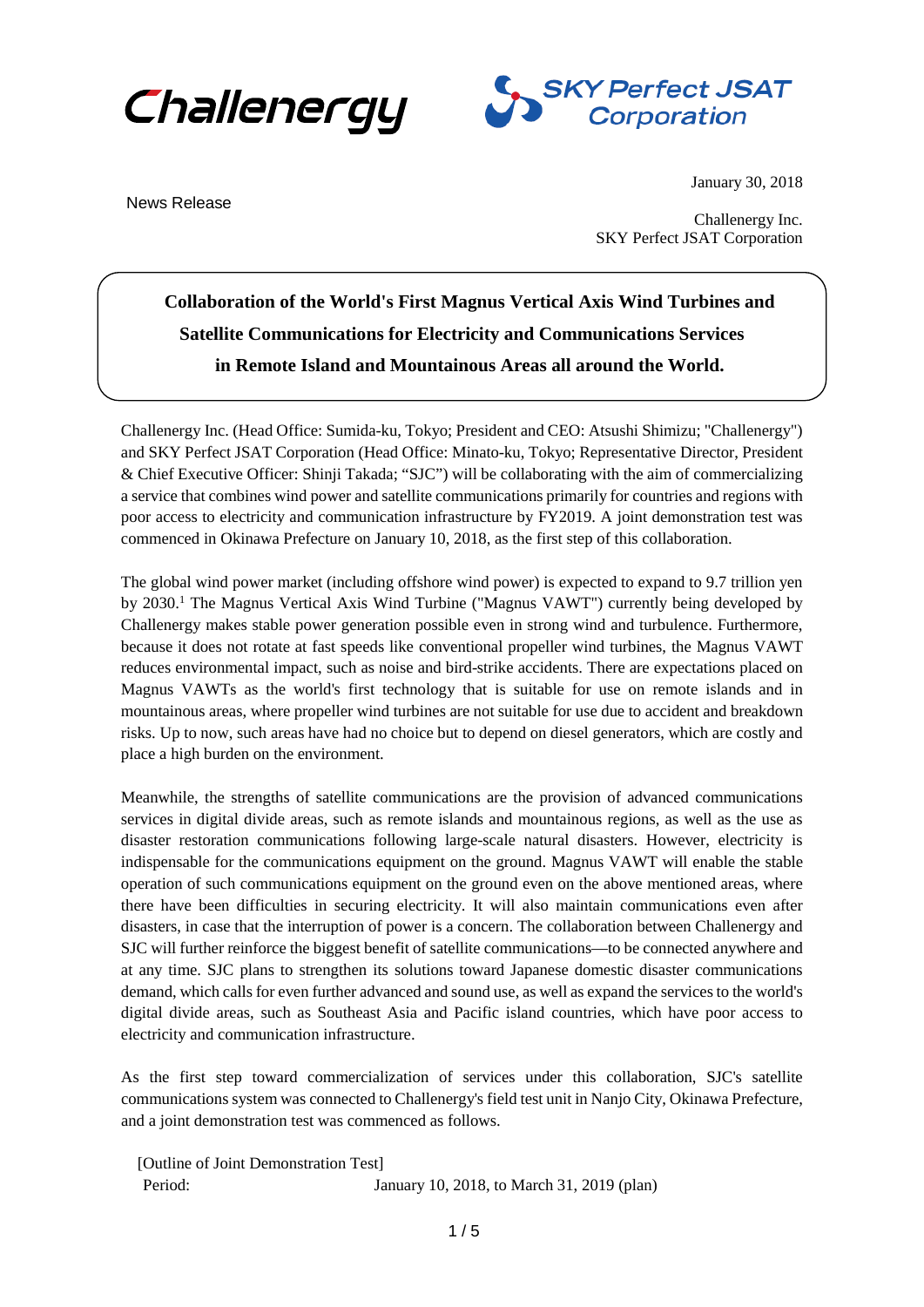Challenergy

SKY Perfect JSAT Corporation

January 30, 2018

News Release

Challenergy Inc.
SKY Perfect JSAT Corporation

# Collaboration of the World's First Magnus Vertical Axis Wind Turbines and Satellite Communications for Electricity and Communications Services in Remote Island and Mountainous Areas all around the World.

Challenergy Inc. (Head Office: Sumida-ku, Tokyo; President and CEO: Atsushi Shimizu; "Challenergy") and SKY Perfect JSAT Corporation (Head Office: Minato-ku, Tokyo; Representative Director, President & Chief Executive Officer: Shinji Takada; "SJC") will be collaborating with the aim of commercializing a service that combines wind power and satellite communications primarily for countries and regions with poor access to electricity and communication infrastructure by FY2019. A joint demonstration test was commenced in Okinawa Prefecture on January 10, 2018, as the first step of this collaboration.

The global wind power market (including offshore wind power) is expected to expand to 9.7 trillion yen by 2030.[1] The Magnus Vertical Axis Wind Turbine ("Magnus VAWT") currently being developed by Challenergy makes stable power generation possible even in strong wind and turbulence. Furthermore, because it does not rotate at fast speeds like conventional propeller wind turbines, the Magnus VAWT reduces environmental impact, such as noise and bird-strike accidents. There are expectations placed on Magnus VAWTs as the world's first technology that is suitable for use on remote islands and in mountainous areas, where propeller wind turbines are not suitable for use due to accident and breakdown risks. Up to now, such areas have had no choice but to depend on diesel generators, which are costly and place a high burden on the environment.

Meanwhile, the strengths of satellite communications are the provision of advanced communications services in digital divide areas, such as remote islands and mountainous regions, as well as the use as disaster restoration communications following large-scale natural disasters. However, electricity is indispensable for the communications equipment on the ground. Magnus VAWT will enable the stable operation of such communications equipment on the ground even on the above mentioned areas, where there have been difficulties in securing electricity. It will also maintain communications even after disasters, in case that the interruption of power is a concern. The collaboration between Challenergy and SJC will further reinforce the biggest benefit of satellite communications—to be connected anywhere and at any time. SJC plans to strengthen its solutions toward Japanese domestic disaster communications demand, which calls for even further advanced and sound use, as well as expand the services to the world's digital divide areas, such as Southeast Asia and Pacific island countries, which have poor access to electricity and communication infrastructure.

As the first step toward commercialization of services under this collaboration, SJC's satellite communications system was connected to Challenergy's field test unit in Nanjo City, Okinawa Prefecture, and a joint demonstration test was commenced as follows.

[Outline of Joint Demonstration Test]

Period: January 10, 2018, to March 31, 2019 (plan)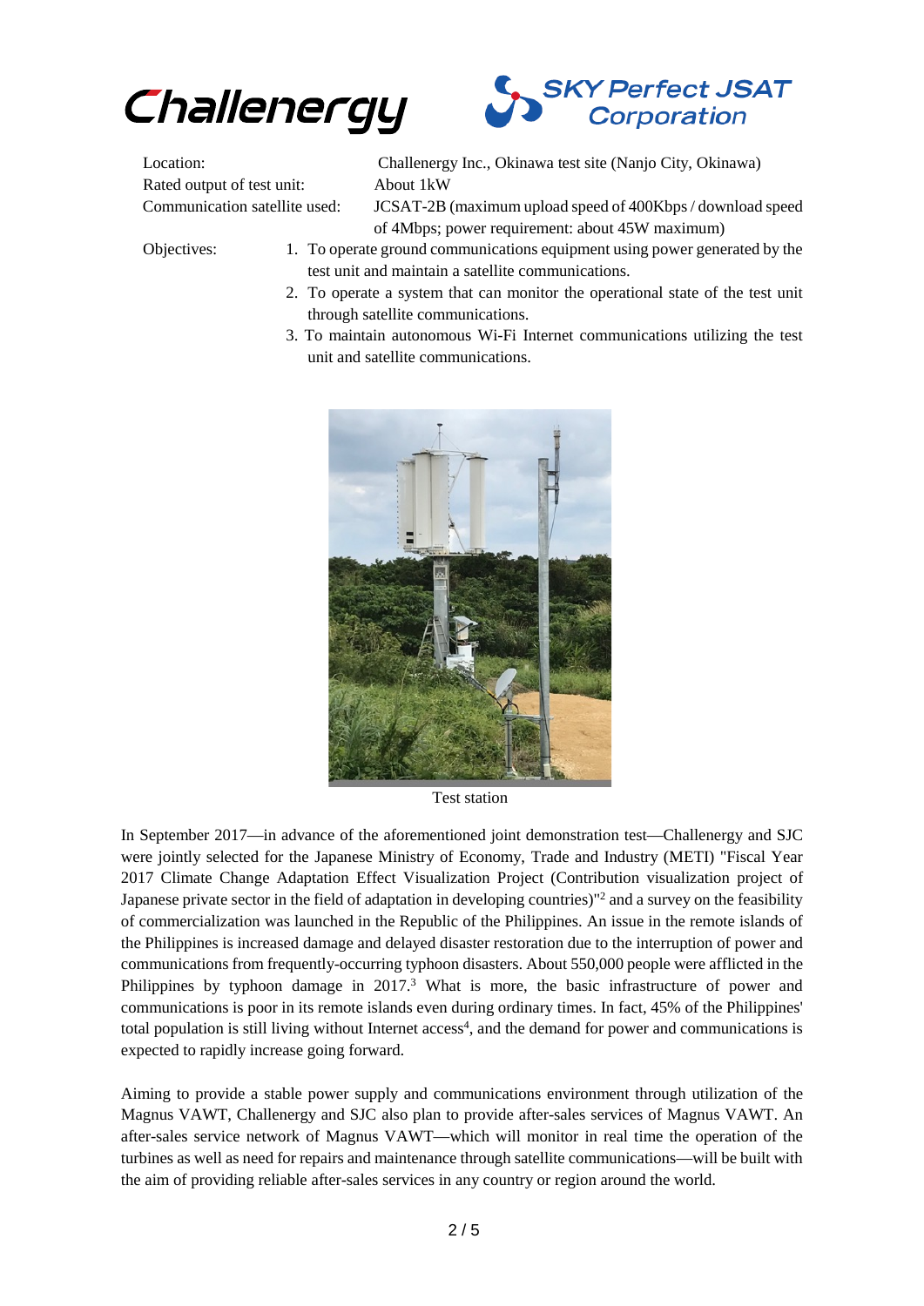Challenergy | SKY Perfect JSAT Corporation

| | |
|---|---|
| Location: | Challenergy Inc., Okinawa test site (Nanjo City, Okinawa) |
| Rated output of test unit: | About 1kW |
| Communication satellite used: | JCSAT-2B (maximum upload speed of 400Kbps / download speed of 4Mbps; power requirement: about 45W maximum) |

Objectives:

1. To operate ground communications equipment using power generated by the test unit and maintain a satellite communications.
2. To operate a system that can monitor the operational state of the test unit through satellite communications.
3. To maintain autonomous Wi-Fi Internet communications utilizing the test unit and satellite communications.

Test station

In September 2017—in advance of the aforementioned joint demonstration test—Challenergy and SJC were jointly selected for the Japanese Ministry of Economy, Trade and Industry (METI) "Fiscal Year 2017 Climate Change Adaptation Effect Visualization Project (Contribution visualization project of Japanese private sector in the field of adaptation in developing countries)"[2] and a survey on the feasibility of commercialization was launched in the Republic of the Philippines. An issue in the remote islands of the Philippines is increased damage and delayed disaster restoration due to the interruption of power and communications from frequently-occurring typhoon disasters. About 550,000 people were afflicted in the Philippines by typhoon damage in 2017.[3] What is more, the basic infrastructure of power and communications is poor in its remote islands even during ordinary times. In fact, 45% of the Philippines' total population is still living without Internet access[4], and the demand for power and communications is expected to rapidly increase going forward.

Aiming to provide a stable power supply and communications environment through utilization of the Magnus VAWT, Challenergy and SJC also plan to provide after-sales services of Magnus VAWT. An after-sales service network of Magnus VAWT—which will monitor in real time the operation of the turbines as well as need for repairs and maintenance through satellite communications—will be built with the aim of providing reliable after-sales services in any country or region around the world.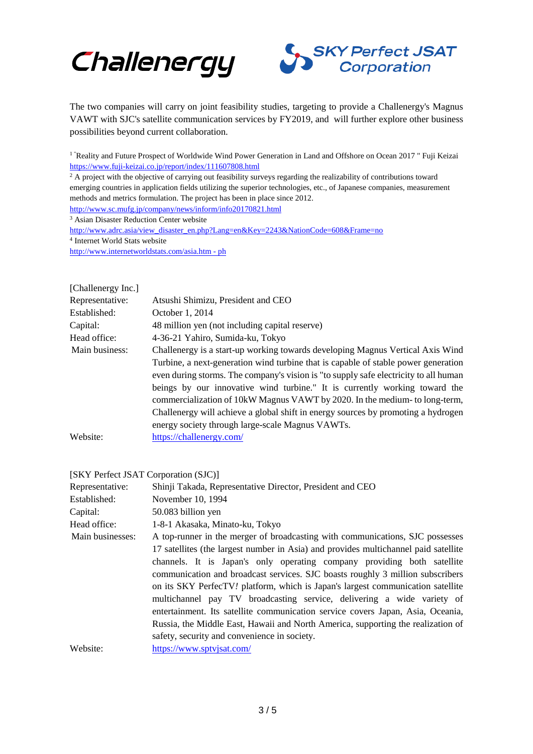The two companies will carry on joint feasibility studies, targeting to provide a Challenergy's Magnus VAWT with SJC's satellite communication services by FY2019, and will further explore other business possibilities beyond current collaboration.

[1] "Reality and Future Prospect of Worldwide Wind Power Generation in Land and Offshore on Ocean 2017 " Fuji Keizai
https://www.fuji-keizai.co.jp/report/index/111607808.html

[2] A project with the objective of carrying out feasibility surveys regarding the realizability of contributions toward emerging countries in application fields utilizing the superior technologies, etc., of Japanese companies, measurement methods and metrics formulation. The project has been in place since 2012.
http://www.sc.mufg.jp/company/news/inform/info20170821.html

[3] Asian Disaster Reduction Center website
http://www.adrc.asia/view_disaster_en.php?Lang=en&Key=2243&NationCode=608&Frame=no

[4] Internet World Stats website
http://www.internetworldstats.com/asia.htm - ph

[Challenergy Inc.]

| | |
|---|---|
| Representative: | Atsushi Shimizu, President and CEO |
| Established: | October 1, 2014 |
| Capital: | 48 million yen (not including capital reserve) |
| Head office: | 4-36-21 Yahiro, Sumida-ku, Tokyo |
| Main business: | Challenergy is a start-up working towards developing Magnus Vertical Axis Wind Turbine, a next-generation wind turbine that is capable of stable power generation even during storms. The company's vision is "to supply safe electricity to all human beings by our innovative wind turbine." It is currently working toward the commercialization of 10kW Magnus VAWT by 2020. In the medium- to long-term, Challenergy will achieve a global shift in energy sources by promoting a hydrogen energy society through large-scale Magnus VAWTs. |
| Website: | https://challenergy.com/ |

[SKY Perfect JSAT Corporation (SJC)]

| | |
|---|---|
| Representative: | Shinji Takada, Representative Director, President and CEO |
| Established: | November 10, 1994 |
| Capital: | 50.083 billion yen |
| Head office: | 1-8-1 Akasaka, Minato-ku, Tokyo |
| Main businesses: | A top-runner in the merger of broadcasting with communications, SJC possesses 17 satellites (the largest number in Asia) and provides multichannel paid satellite channels. It is Japan's only operating company providing both satellite communication and broadcast services. SJC boasts roughly 3 million subscribers on its SKY PerfecTV! platform, which is Japan's largest communication satellite multichannel pay TV broadcasting service, delivering a wide variety of entertainment. Its satellite communication service covers Japan, Asia, Oceania, Russia, the Middle East, Hawaii and North America, supporting the realization of safety, security and convenience in society. |
| Website: | https://www.sptvjsat.com/ |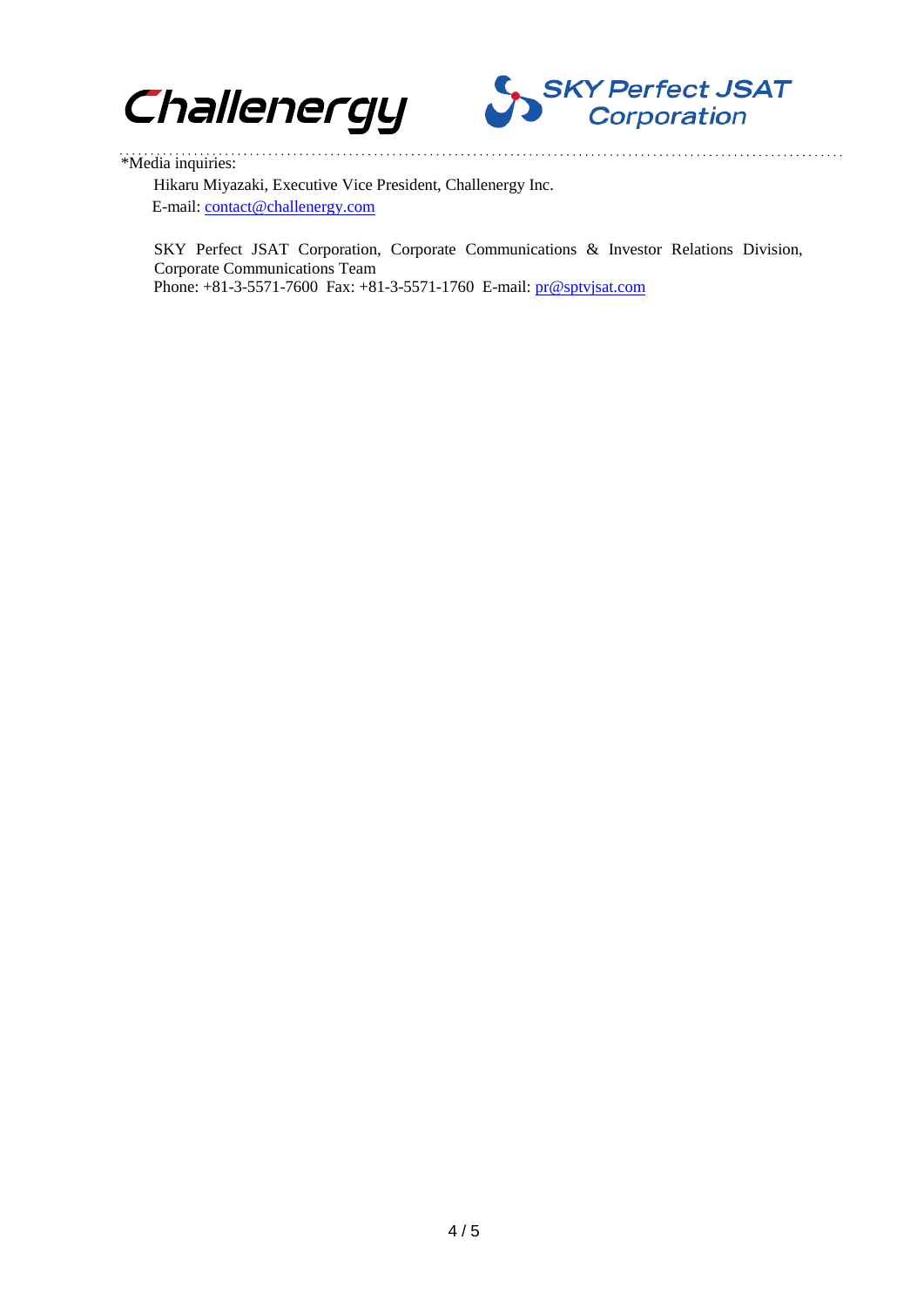*Media inquiries:

Hikaru Miyazaki, Executive Vice President, Challenergy Inc.
E-mail: contact@challenergy.com

SKY Perfect JSAT Corporation, Corporate Communications & Investor Relations Division, Corporate Communications Team
Phone: +81-3-5571-7600 Fax: +81-3-5571-1760 E-mail: pr@sptvjsat.com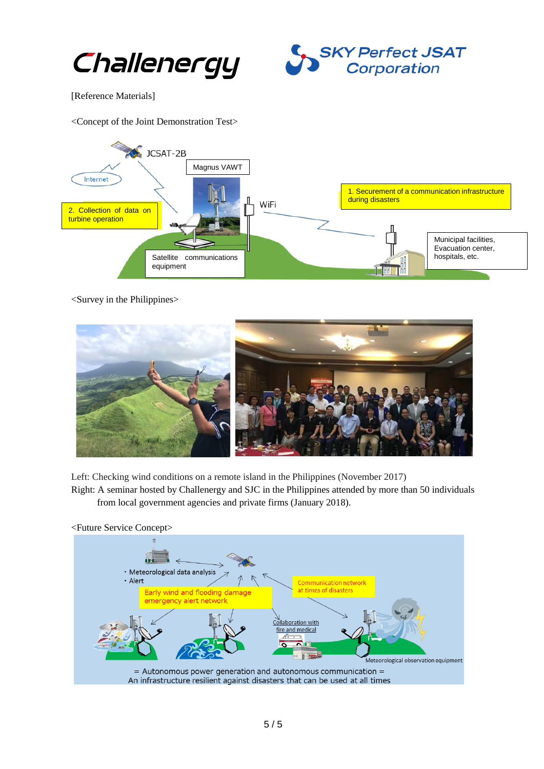Challenergy

SKY Perfect JSAT Corporation

[Reference Materials]

<Concept of the Joint Demonstration Test>

JCSAT-2B

Magnus VAWT

Internet

WiFi

1. Securement of a communication infrastructure during disasters

2. Collection of data on turbine operation

Municipal facilities, Evacuation center, hospitals, etc.

Satellite communications equipment

<Survey in the Philippines>

Left: Checking wind conditions on a remote island in the Philippines (November 2017)

Right: A seminar hosted by Challenergy and SJC in the Philippines attended by more than 50 individuals from local government agencies and private firms (January 2018).

<Future Service Concept>

・Meteorological data analysis
・Alert

Early wind and flooding damage emergency alert network

Communication network at times of disasters

Collaboration with fire and medical

Meteorological observation equipment

= Autonomous power generation and autonomous communication =
An infrastructure resilient against disasters that can be used at all times